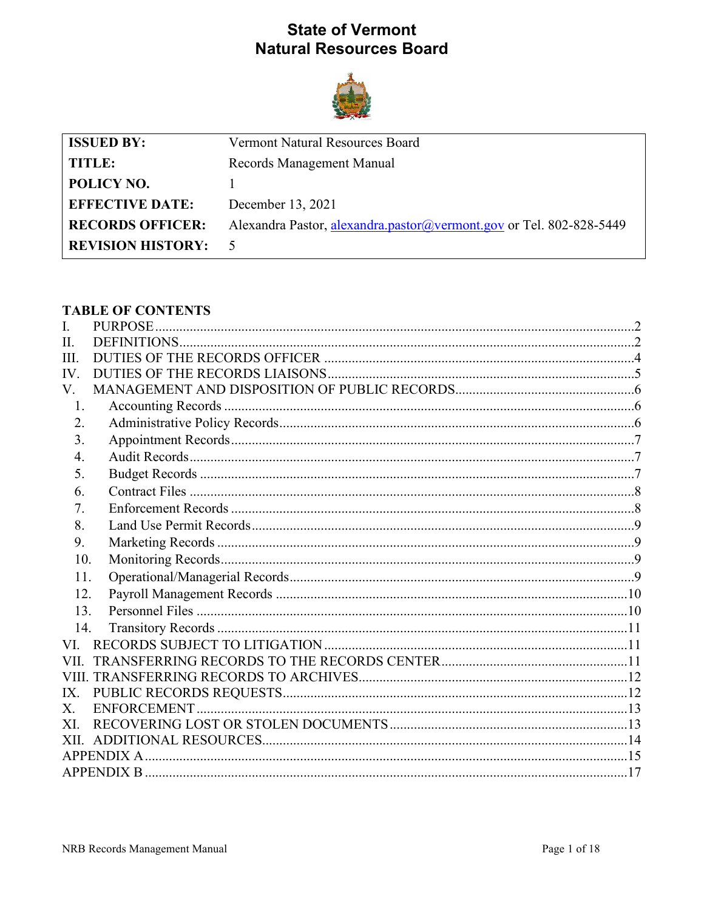# State of Vermont
# Natural Resources Board

| | |
|---|---|
| **ISSUED BY:** | Vermont Natural Resources Board |
| **TITLE:** | Records Management Manual |
| **POLICY NO.** | 1 |
| **EFFECTIVE DATE:** | December 13, 2021 |
| **RECORDS OFFICER:** | Alexandra Pastor, alexandra.pastor@vermont.gov or Tel. 802-828-5449 |
| **REVISION HISTORY:** | 5 |

## TABLE OF CONTENTS

I. PURPOSE .......... 2
II. DEFINITIONS .......... 2
III. DUTIES OF THE RECORDS OFFICER .......... 4
IV. DUTIES OF THE RECORDS LIAISONS .......... 5
V. MANAGEMENT AND DISPOSITION OF PUBLIC RECORDS .......... 6
  1. Accounting Records .......... 6
  2. Administrative Policy Records .......... 6
  3. Appointment Records .......... 7
  4. Audit Records .......... 7
  5. Budget Records .......... 7
  6. Contract Files .......... 8
  7. Enforcement Records .......... 8
  8. Land Use Permit Records .......... 9
  9. Marketing Records .......... 9
  10. Monitoring Records .......... 9
  11. Operational/Managerial Records .......... 9
  12. Payroll Management Records .......... 10
  13. Personnel Files .......... 10
  14. Transitory Records .......... 11
VI. RECORDS SUBJECT TO LITIGATION .......... 11
VII. TRANSFERRING RECORDS TO THE RECORDS CENTER .......... 11
VIII. TRANSFERRING RECORDS TO ARCHIVES .......... 12
IX. PUBLIC RECORDS REQUESTS .......... 12
X. ENFORCEMENT .......... 13
XI. RECOVERING LOST OR STOLEN DOCUMENTS .......... 13
XII. ADDITIONAL RESOURCES .......... 14
APPENDIX A .......... 15
APPENDIX B .......... 17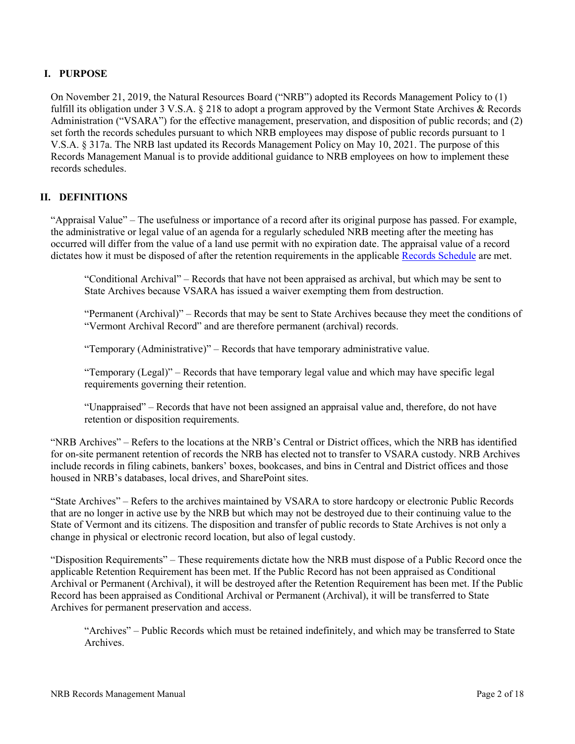## I. PURPOSE

On November 21, 2019, the Natural Resources Board ("NRB") adopted its Records Management Policy to (1) fulfill its obligation under 3 V.S.A. § 218 to adopt a program approved by the Vermont State Archives & Records Administration ("VSARA") for the effective management, preservation, and disposition of public records; and (2) set forth the records schedules pursuant to which NRB employees may dispose of public records pursuant to 1 V.S.A. § 317a. The NRB last updated its Records Management Policy on May 10, 2021. The purpose of this Records Management Manual is to provide additional guidance to NRB employees on how to implement these records schedules.

## II. DEFINITIONS

"Appraisal Value" – The usefulness or importance of a record after its original purpose has passed. For example, the administrative or legal value of an agenda for a regularly scheduled NRB meeting after the meeting has occurred will differ from the value of a land use permit with no expiration date. The appraisal value of a record dictates how it must be disposed of after the retention requirements in the applicable Records Schedule are met.

> "Conditional Archival" – Records that have not been appraised as archival, but which may be sent to State Archives because VSARA has issued a waiver exempting them from destruction.
>
> "Permanent (Archival)" – Records that may be sent to State Archives because they meet the conditions of "Vermont Archival Record" and are therefore permanent (archival) records.
>
> "Temporary (Administrative)" – Records that have temporary administrative value.
>
> "Temporary (Legal)" – Records that have temporary legal value and which may have specific legal requirements governing their retention.
>
> "Unappraised" – Records that have not been assigned an appraisal value and, therefore, do not have retention or disposition requirements.

"NRB Archives" – Refers to the locations at the NRB's Central or District offices, which the NRB has identified for on-site permanent retention of records the NRB has elected not to transfer to VSARA custody. NRB Archives include records in filing cabinets, bankers' boxes, bookcases, and bins in Central and District offices and those housed in NRB's databases, local drives, and SharePoint sites.

"State Archives" – Refers to the archives maintained by VSARA to store hardcopy or electronic Public Records that are no longer in active use by the NRB but which may not be destroyed due to their continuing value to the State of Vermont and its citizens. The disposition and transfer of public records to State Archives is not only a change in physical or electronic record location, but also of legal custody.

"Disposition Requirements" – These requirements dictate how the NRB must dispose of a Public Record once the applicable Retention Requirement has been met. If the Public Record has not been appraised as Conditional Archival or Permanent (Archival), it will be destroyed after the Retention Requirement has been met. If the Public Record has been appraised as Conditional Archival or Permanent (Archival), it will be transferred to State Archives for permanent preservation and access.

> "Archives" – Public Records which must be retained indefinitely, and which may be transferred to State Archives.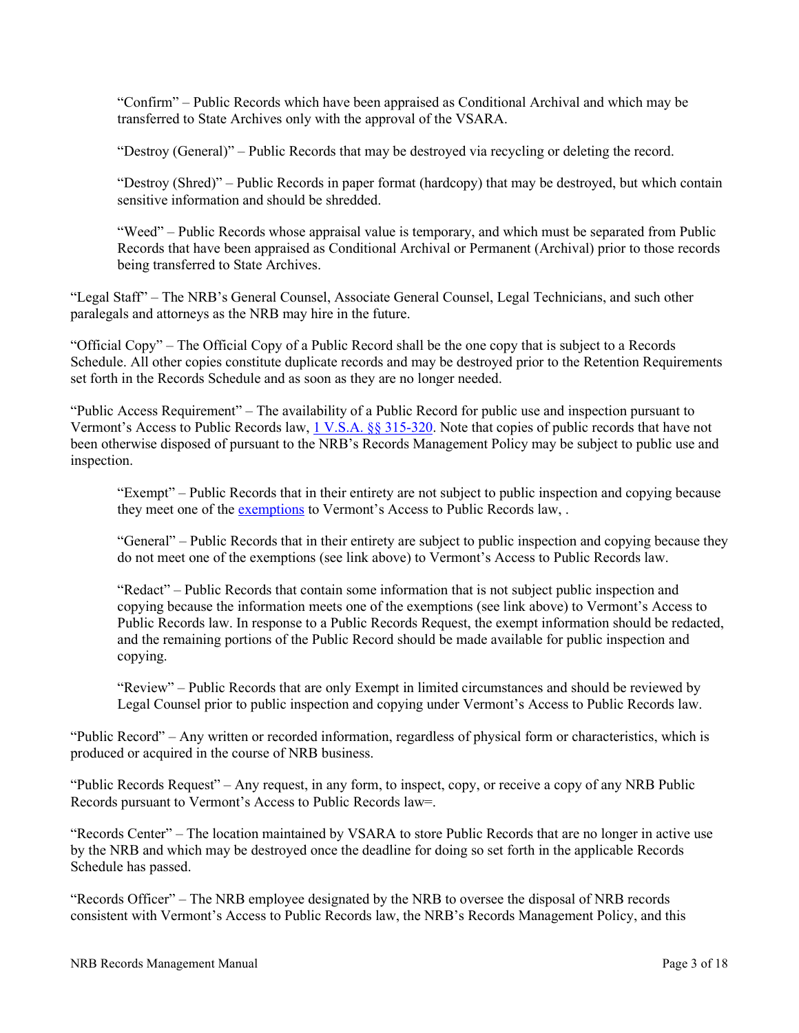"Confirm" – Public Records which have been appraised as Conditional Archival and which may be transferred to State Archives only with the approval of the VSARA.

"Destroy (General)" – Public Records that may be destroyed via recycling or deleting the record.

"Destroy (Shred)" – Public Records in paper format (hardcopy) that may be destroyed, but which contain sensitive information and should be shredded.

"Weed" – Public Records whose appraisal value is temporary, and which must be separated from Public Records that have been appraised as Conditional Archival or Permanent (Archival) prior to those records being transferred to State Archives.

"Legal Staff" – The NRB's General Counsel, Associate General Counsel, Legal Technicians, and such other paralegals and attorneys as the NRB may hire in the future.

"Official Copy" – The Official Copy of a Public Record shall be the one copy that is subject to a Records Schedule. All other copies constitute duplicate records and may be destroyed prior to the Retention Requirements set forth in the Records Schedule and as soon as they are no longer needed.

"Public Access Requirement" – The availability of a Public Record for public use and inspection pursuant to Vermont's Access to Public Records law, 1 V.S.A. §§ 315-320. Note that copies of public records that have not been otherwise disposed of pursuant to the NRB's Records Management Policy may be subject to public use and inspection.

"Exempt" – Public Records that in their entirety are not subject to public inspection and copying because they meet one of the exemptions to Vermont's Access to Public Records law, .

"General" – Public Records that in their entirety are subject to public inspection and copying because they do not meet one of the exemptions (see link above) to Vermont's Access to Public Records law.

"Redact" – Public Records that contain some information that is not subject public inspection and copying because the information meets one of the exemptions (see link above) to Vermont's Access to Public Records law. In response to a Public Records Request, the exempt information should be redacted, and the remaining portions of the Public Record should be made available for public inspection and copying.

"Review" – Public Records that are only Exempt in limited circumstances and should be reviewed by Legal Counsel prior to public inspection and copying under Vermont's Access to Public Records law.

"Public Record" – Any written or recorded information, regardless of physical form or characteristics, which is produced or acquired in the course of NRB business.

"Public Records Request" – Any request, in any form, to inspect, copy, or receive a copy of any NRB Public Records pursuant to Vermont's Access to Public Records law=.

"Records Center" – The location maintained by VSARA to store Public Records that are no longer in active use by the NRB and which may be destroyed once the deadline for doing so set forth in the applicable Records Schedule has passed.

"Records Officer" – The NRB employee designated by the NRB to oversee the disposal of NRB records consistent with Vermont's Access to Public Records law, the NRB's Records Management Policy, and this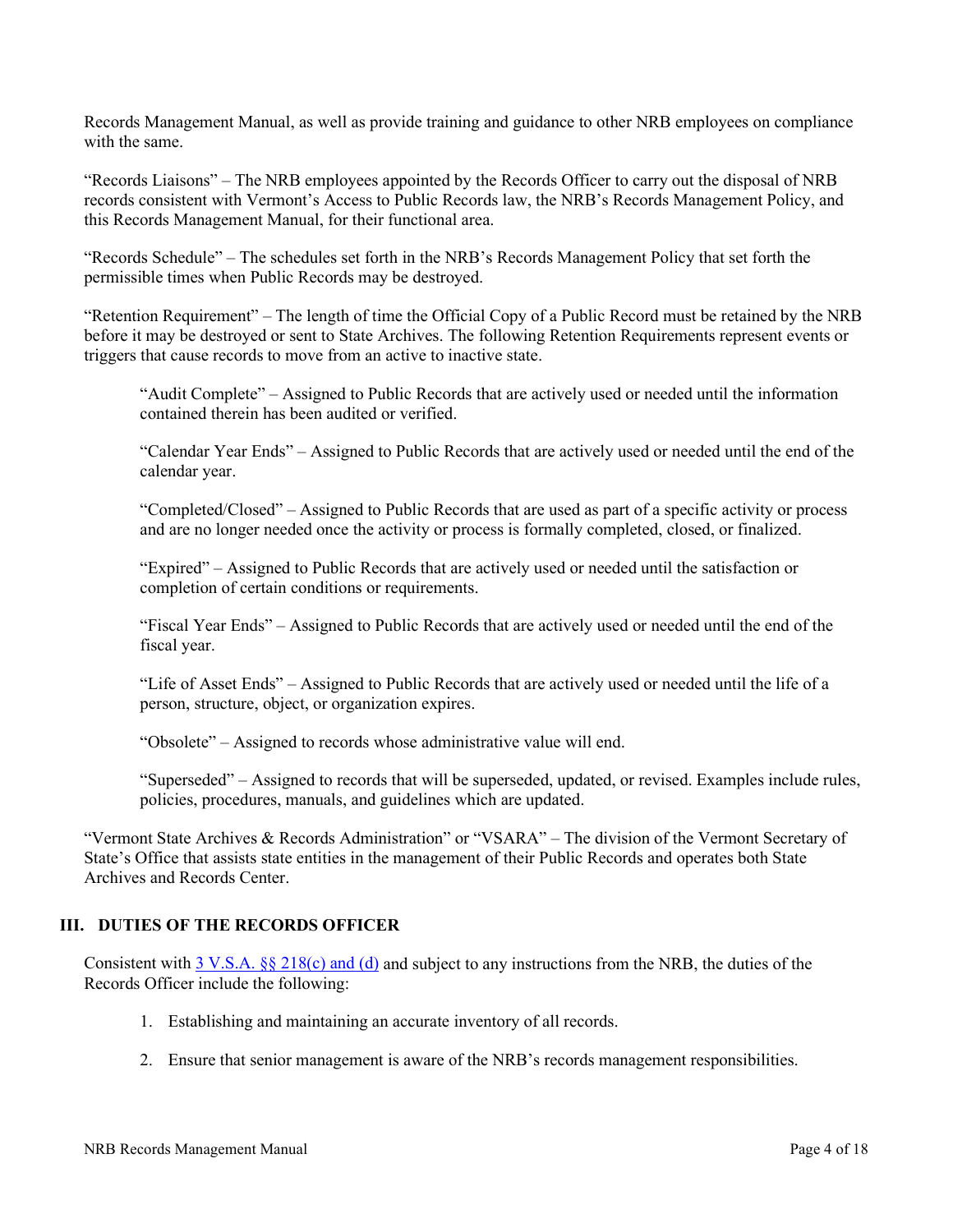Records Management Manual, as well as provide training and guidance to other NRB employees on compliance with the same.

"Records Liaisons" – The NRB employees appointed by the Records Officer to carry out the disposal of NRB records consistent with Vermont's Access to Public Records law, the NRB's Records Management Policy, and this Records Management Manual, for their functional area.

"Records Schedule" – The schedules set forth in the NRB's Records Management Policy that set forth the permissible times when Public Records may be destroyed.

"Retention Requirement" – The length of time the Official Copy of a Public Record must be retained by the NRB before it may be destroyed or sent to State Archives. The following Retention Requirements represent events or triggers that cause records to move from an active to inactive state.

> "Audit Complete" – Assigned to Public Records that are actively used or needed until the information contained therein has been audited or verified.
>
> "Calendar Year Ends" – Assigned to Public Records that are actively used or needed until the end of the calendar year.
>
> "Completed/Closed" – Assigned to Public Records that are used as part of a specific activity or process and are no longer needed once the activity or process is formally completed, closed, or finalized.
>
> "Expired" – Assigned to Public Records that are actively used or needed until the satisfaction or completion of certain conditions or requirements.
>
> "Fiscal Year Ends" – Assigned to Public Records that are actively used or needed until the end of the fiscal year.
>
> "Life of Asset Ends" – Assigned to Public Records that are actively used or needed until the life of a person, structure, object, or organization expires.
>
> "Obsolete" – Assigned to records whose administrative value will end.
>
> "Superseded" – Assigned to records that will be superseded, updated, or revised. Examples include rules, policies, procedures, manuals, and guidelines which are updated.

"Vermont State Archives & Records Administration" or "VSARA" – The division of the Vermont Secretary of State's Office that assists state entities in the management of their Public Records and operates both State Archives and Records Center.

## III. DUTIES OF THE RECORDS OFFICER

Consistent with 3 V.S.A. §§ 218(c) and (d) and subject to any instructions from the NRB, the duties of the Records Officer include the following:

1. Establishing and maintaining an accurate inventory of all records.
2. Ensure that senior management is aware of the NRB's records management responsibilities.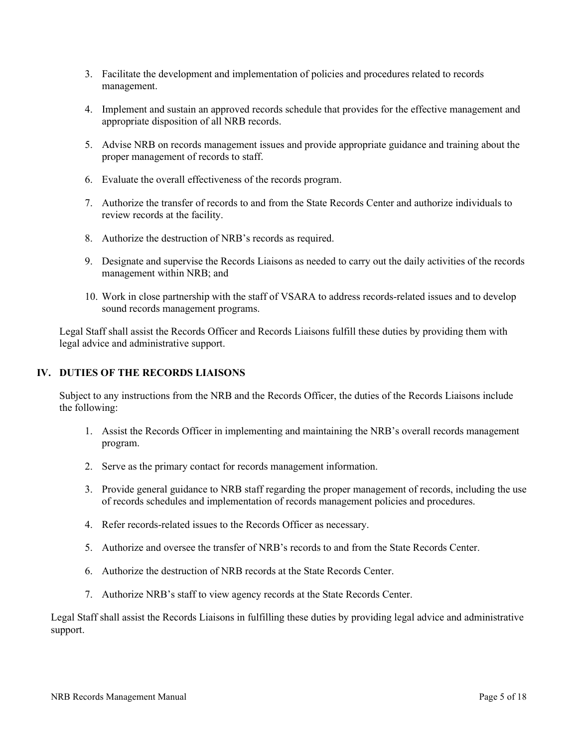3. Facilitate the development and implementation of policies and procedures related to records management.

4. Implement and sustain an approved records schedule that provides for the effective management and appropriate disposition of all NRB records.

5. Advise NRB on records management issues and provide appropriate guidance and training about the proper management of records to staff.

6. Evaluate the overall effectiveness of the records program.

7. Authorize the transfer of records to and from the State Records Center and authorize individuals to review records at the facility.

8. Authorize the destruction of NRB's records as required.

9. Designate and supervise the Records Liaisons as needed to carry out the daily activities of the records management within NRB; and

10. Work in close partnership with the staff of VSARA to address records-related issues and to develop sound records management programs.

Legal Staff shall assist the Records Officer and Records Liaisons fulfill these duties by providing them with legal advice and administrative support.

## IV. DUTIES OF THE RECORDS LIAISONS

Subject to any instructions from the NRB and the Records Officer, the duties of the Records Liaisons include the following:

1. Assist the Records Officer in implementing and maintaining the NRB's overall records management program.

2. Serve as the primary contact for records management information.

3. Provide general guidance to NRB staff regarding the proper management of records, including the use of records schedules and implementation of records management policies and procedures.

4. Refer records-related issues to the Records Officer as necessary.

5. Authorize and oversee the transfer of NRB's records to and from the State Records Center.

6. Authorize the destruction of NRB records at the State Records Center.

7. Authorize NRB's staff to view agency records at the State Records Center.

Legal Staff shall assist the Records Liaisons in fulfilling these duties by providing legal advice and administrative support.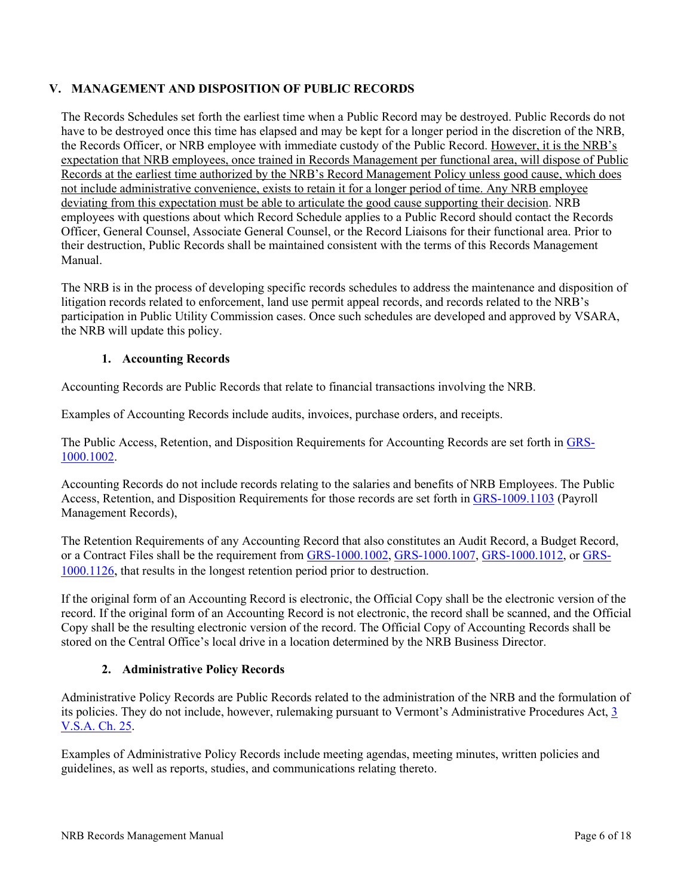## V. MANAGEMENT AND DISPOSITION OF PUBLIC RECORDS

The Records Schedules set forth the earliest time when a Public Record may be destroyed. Public Records do not have to be destroyed once this time has elapsed and may be kept for a longer period in the discretion of the NRB, the Records Officer, or NRB employee with immediate custody of the Public Record. <u>However, it is the NRB's expectation that NRB employees, once trained in Records Management per functional area, will dispose of Public Records at the earliest time authorized by the NRB's Record Management Policy unless good cause, which does not include administrative convenience, exists to retain it for a longer period of time. Any NRB employee deviating from this expectation must be able to articulate the good cause supporting their decision</u>. NRB employees with questions about which Record Schedule applies to a Public Record should contact the Records Officer, General Counsel, Associate General Counsel, or the Record Liaisons for their functional area. Prior to their destruction, Public Records shall be maintained consistent with the terms of this Records Management Manual.

The NRB is in the process of developing specific records schedules to address the maintenance and disposition of litigation records related to enforcement, land use permit appeal records, and records related to the NRB's participation in Public Utility Commission cases. Once such schedules are developed and approved by VSARA, the NRB will update this policy.

### 1. Accounting Records

Accounting Records are Public Records that relate to financial transactions involving the NRB.

Examples of Accounting Records include audits, invoices, purchase orders, and receipts.

The Public Access, Retention, and Disposition Requirements for Accounting Records are set forth in GRS-1000.1002.

Accounting Records do not include records relating to the salaries and benefits of NRB Employees. The Public Access, Retention, and Disposition Requirements for those records are set forth in GRS-1009.1103 (Payroll Management Records),

The Retention Requirements of any Accounting Record that also constitutes an Audit Record, a Budget Record, or a Contract Files shall be the requirement from GRS-1000.1002, GRS-1000.1007, GRS-1000.1012, or GRS-1000.1126, that results in the longest retention period prior to destruction.

If the original form of an Accounting Record is electronic, the Official Copy shall be the electronic version of the record. If the original form of an Accounting Record is not electronic, the record shall be scanned, and the Official Copy shall be the resulting electronic version of the record. The Official Copy of Accounting Records shall be stored on the Central Office's local drive in a location determined by the NRB Business Director.

### 2. Administrative Policy Records

Administrative Policy Records are Public Records related to the administration of the NRB and the formulation of its policies. They do not include, however, rulemaking pursuant to Vermont's Administrative Procedures Act, 3 V.S.A. Ch. 25.

Examples of Administrative Policy Records include meeting agendas, meeting minutes, written policies and guidelines, as well as reports, studies, and communications relating thereto.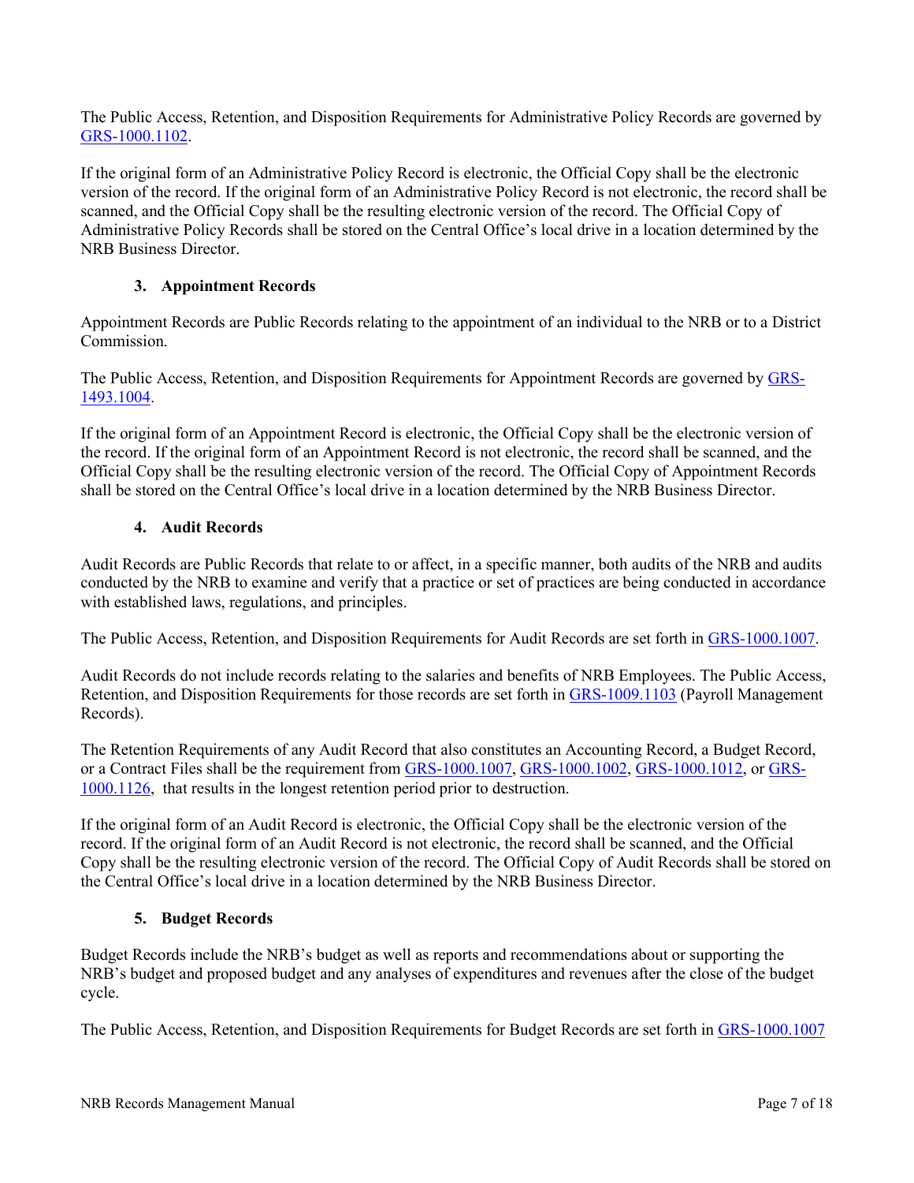The Public Access, Retention, and Disposition Requirements for Administrative Policy Records are governed by GRS-1000.1102.

If the original form of an Administrative Policy Record is electronic, the Official Copy shall be the electronic version of the record. If the original form of an Administrative Policy Record is not electronic, the record shall be scanned, and the Official Copy shall be the resulting electronic version of the record. The Official Copy of Administrative Policy Records shall be stored on the Central Office's local drive in a location determined by the NRB Business Director.

### 3. Appointment Records

Appointment Records are Public Records relating to the appointment of an individual to the NRB or to a District Commission.

The Public Access, Retention, and Disposition Requirements for Appointment Records are governed by GRS-1493.1004.

If the original form of an Appointment Record is electronic, the Official Copy shall be the electronic version of the record. If the original form of an Appointment Record is not electronic, the record shall be scanned, and the Official Copy shall be the resulting electronic version of the record. The Official Copy of Appointment Records shall be stored on the Central Office's local drive in a location determined by the NRB Business Director.

### 4. Audit Records

Audit Records are Public Records that relate to or affect, in a specific manner, both audits of the NRB and audits conducted by the NRB to examine and verify that a practice or set of practices are being conducted in accordance with established laws, regulations, and principles.

The Public Access, Retention, and Disposition Requirements for Audit Records are set forth in GRS-1000.1007.

Audit Records do not include records relating to the salaries and benefits of NRB Employees. The Public Access, Retention, and Disposition Requirements for those records are set forth in GRS-1009.1103 (Payroll Management Records).

The Retention Requirements of any Audit Record that also constitutes an Accounting Record, a Budget Record, or a Contract Files shall be the requirement from GRS-1000.1007, GRS-1000.1002, GRS-1000.1012, or GRS-1000.1126, that results in the longest retention period prior to destruction.

If the original form of an Audit Record is electronic, the Official Copy shall be the electronic version of the record. If the original form of an Audit Record is not electronic, the record shall be scanned, and the Official Copy shall be the resulting electronic version of the record. The Official Copy of Audit Records shall be stored on the Central Office's local drive in a location determined by the NRB Business Director.

### 5. Budget Records

Budget Records include the NRB's budget as well as reports and recommendations about or supporting the NRB's budget and proposed budget and any analyses of expenditures and revenues after the close of the budget cycle.

The Public Access, Retention, and Disposition Requirements for Budget Records are set forth in GRS-1000.1007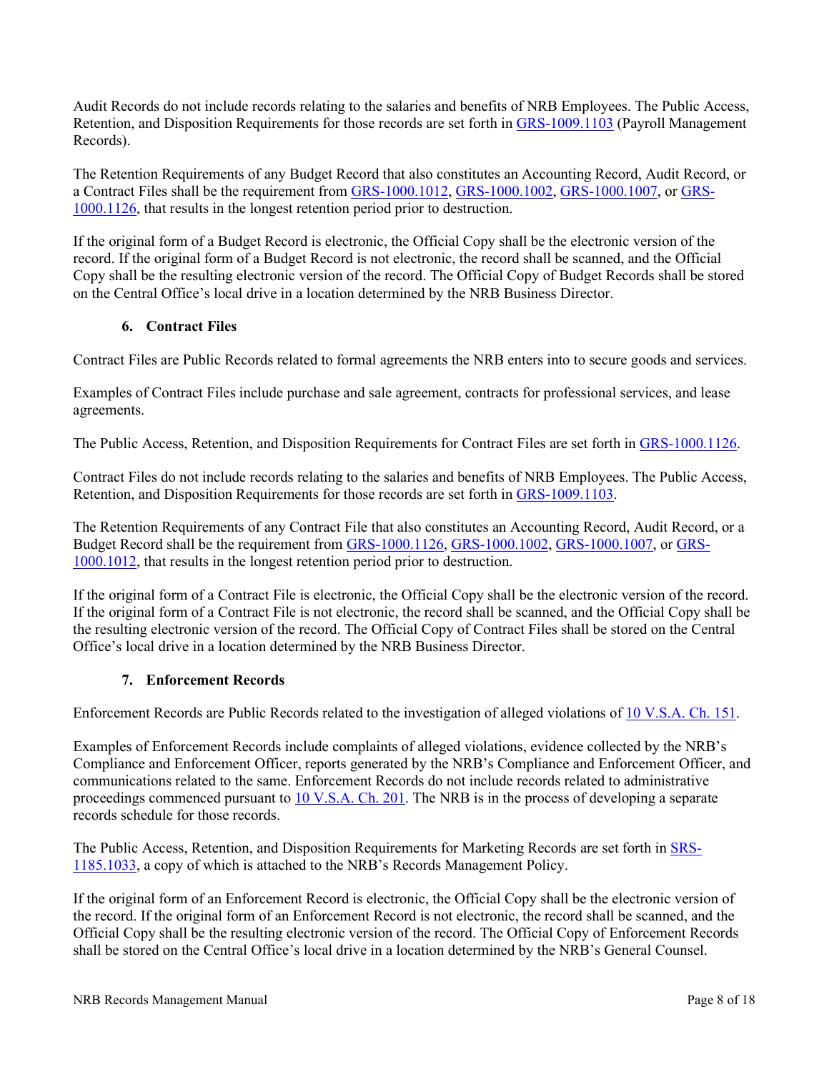Audit Records do not include records relating to the salaries and benefits of NRB Employees. The Public Access, Retention, and Disposition Requirements for those records are set forth in GRS-1009.1103 (Payroll Management Records).

The Retention Requirements of any Budget Record that also constitutes an Accounting Record, Audit Record, or a Contract Files shall be the requirement from GRS-1000.1012, GRS-1000.1002, GRS-1000.1007, or GRS-1000.1126, that results in the longest retention period prior to destruction.

If the original form of a Budget Record is electronic, the Official Copy shall be the electronic version of the record. If the original form of a Budget Record is not electronic, the record shall be scanned, and the Official Copy shall be the resulting electronic version of the record. The Official Copy of Budget Records shall be stored on the Central Office's local drive in a location determined by the NRB Business Director.

### 6. Contract Files

Contract Files are Public Records related to formal agreements the NRB enters into to secure goods and services.

Examples of Contract Files include purchase and sale agreement, contracts for professional services, and lease agreements.

The Public Access, Retention, and Disposition Requirements for Contract Files are set forth in GRS-1000.1126.

Contract Files do not include records relating to the salaries and benefits of NRB Employees. The Public Access, Retention, and Disposition Requirements for those records are set forth in GRS-1009.1103.

The Retention Requirements of any Contract File that also constitutes an Accounting Record, Audit Record, or a Budget Record shall be the requirement from GRS-1000.1126, GRS-1000.1002, GRS-1000.1007, or GRS-1000.1012, that results in the longest retention period prior to destruction.

If the original form of a Contract File is electronic, the Official Copy shall be the electronic version of the record. If the original form of a Contract File is not electronic, the record shall be scanned, and the Official Copy shall be the resulting electronic version of the record. The Official Copy of Contract Files shall be stored on the Central Office's local drive in a location determined by the NRB Business Director.

### 7. Enforcement Records

Enforcement Records are Public Records related to the investigation of alleged violations of 10 V.S.A. Ch. 151.

Examples of Enforcement Records include complaints of alleged violations, evidence collected by the NRB's Compliance and Enforcement Officer, reports generated by the NRB's Compliance and Enforcement Officer, and communications related to the same. Enforcement Records do not include records related to administrative proceedings commenced pursuant to 10 V.S.A. Ch. 201. The NRB is in the process of developing a separate records schedule for those records.

The Public Access, Retention, and Disposition Requirements for Marketing Records are set forth in SRS-1185.1033, a copy of which is attached to the NRB's Records Management Policy.

If the original form of an Enforcement Record is electronic, the Official Copy shall be the electronic version of the record. If the original form of an Enforcement Record is not electronic, the record shall be scanned, and the Official Copy shall be the resulting electronic version of the record. The Official Copy of Enforcement Records shall be stored on the Central Office's local drive in a location determined by the NRB's General Counsel.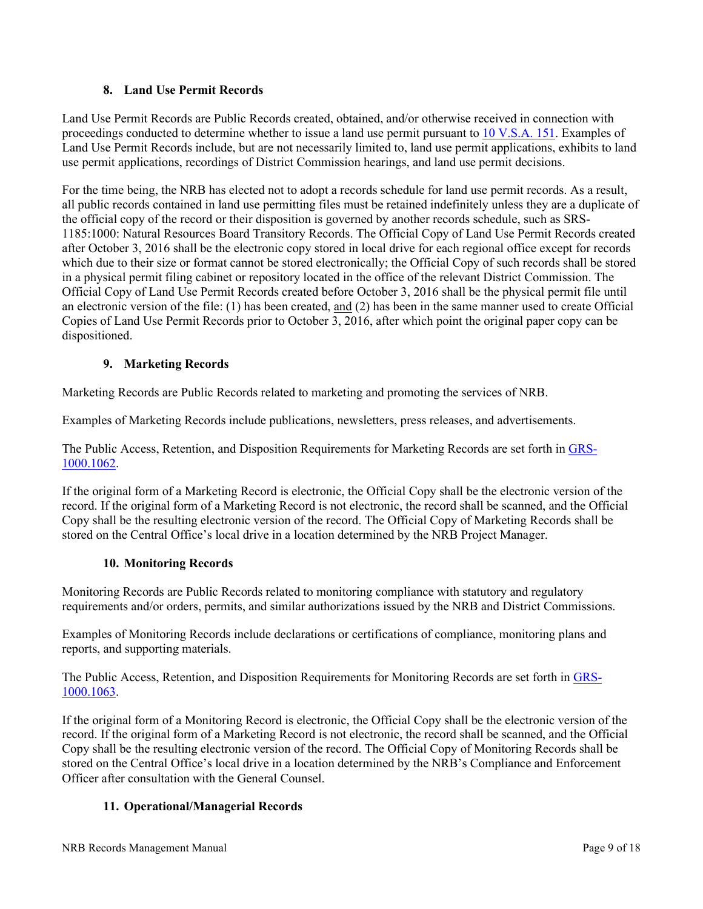### 8. Land Use Permit Records

Land Use Permit Records are Public Records created, obtained, and/or otherwise received in connection with proceedings conducted to determine whether to issue a land use permit pursuant to 10 V.S.A. 151. Examples of Land Use Permit Records include, but are not necessarily limited to, land use permit applications, exhibits to land use permit applications, recordings of District Commission hearings, and land use permit decisions.

For the time being, the NRB has elected not to adopt a records schedule for land use permit records. As a result, all public records contained in land use permitting files must be retained indefinitely unless they are a duplicate of the official copy of the record or their disposition is governed by another records schedule, such as SRS-1185:1000: Natural Resources Board Transitory Records. The Official Copy of Land Use Permit Records created after October 3, 2016 shall be the electronic copy stored in local drive for each regional office except for records which due to their size or format cannot be stored electronically; the Official Copy of such records shall be stored in a physical permit filing cabinet or repository located in the office of the relevant District Commission. The Official Copy of Land Use Permit Records created before October 3, 2016 shall be the physical permit file until an electronic version of the file: (1) has been created, <u>and</u> (2) has been in the same manner used to create Official Copies of Land Use Permit Records prior to October 3, 2016, after which point the original paper copy can be dispositioned.

### 9. Marketing Records

Marketing Records are Public Records related to marketing and promoting the services of NRB.

Examples of Marketing Records include publications, newsletters, press releases, and advertisements.

The Public Access, Retention, and Disposition Requirements for Marketing Records are set forth in GRS-1000.1062.

If the original form of a Marketing Record is electronic, the Official Copy shall be the electronic version of the record. If the original form of a Marketing Record is not electronic, the record shall be scanned, and the Official Copy shall be the resulting electronic version of the record. The Official Copy of Marketing Records shall be stored on the Central Office's local drive in a location determined by the NRB Project Manager.

### 10. Monitoring Records

Monitoring Records are Public Records related to monitoring compliance with statutory and regulatory requirements and/or orders, permits, and similar authorizations issued by the NRB and District Commissions.

Examples of Monitoring Records include declarations or certifications of compliance, monitoring plans and reports, and supporting materials.

The Public Access, Retention, and Disposition Requirements for Monitoring Records are set forth in GRS-1000.1063.

If the original form of a Monitoring Record is electronic, the Official Copy shall be the electronic version of the record. If the original form of a Marketing Record is not electronic, the record shall be scanned, and the Official Copy shall be the resulting electronic version of the record. The Official Copy of Monitoring Records shall be stored on the Central Office's local drive in a location determined by the NRB's Compliance and Enforcement Officer after consultation with the General Counsel.

### 11. Operational/Managerial Records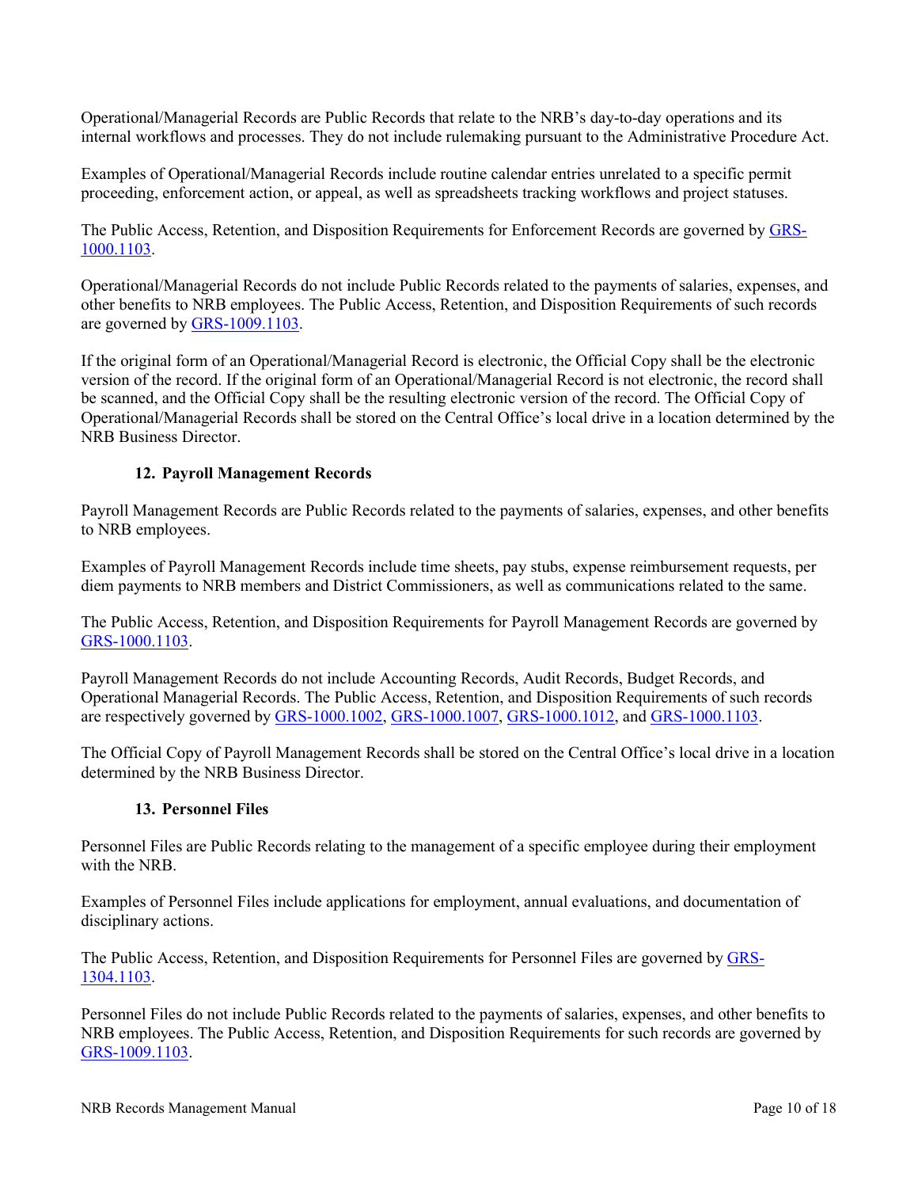Operational/Managerial Records are Public Records that relate to the NRB's day-to-day operations and its internal workflows and processes. They do not include rulemaking pursuant to the Administrative Procedure Act.

Examples of Operational/Managerial Records include routine calendar entries unrelated to a specific permit proceeding, enforcement action, or appeal, as well as spreadsheets tracking workflows and project statuses.

The Public Access, Retention, and Disposition Requirements for Enforcement Records are governed by GRS-1000.1103.

Operational/Managerial Records do not include Public Records related to the payments of salaries, expenses, and other benefits to NRB employees. The Public Access, Retention, and Disposition Requirements of such records are governed by GRS-1009.1103.

If the original form of an Operational/Managerial Record is electronic, the Official Copy shall be the electronic version of the record. If the original form of an Operational/Managerial Record is not electronic, the record shall be scanned, and the Official Copy shall be the resulting electronic version of the record. The Official Copy of Operational/Managerial Records shall be stored on the Central Office's local drive in a location determined by the NRB Business Director.

### 12. Payroll Management Records

Payroll Management Records are Public Records related to the payments of salaries, expenses, and other benefits to NRB employees.

Examples of Payroll Management Records include time sheets, pay stubs, expense reimbursement requests, per diem payments to NRB members and District Commissioners, as well as communications related to the same.

The Public Access, Retention, and Disposition Requirements for Payroll Management Records are governed by GRS-1000.1103.

Payroll Management Records do not include Accounting Records, Audit Records, Budget Records, and Operational Managerial Records. The Public Access, Retention, and Disposition Requirements of such records are respectively governed by GRS-1000.1002, GRS-1000.1007, GRS-1000.1012, and GRS-1000.1103.

The Official Copy of Payroll Management Records shall be stored on the Central Office's local drive in a location determined by the NRB Business Director.

### 13. Personnel Files

Personnel Files are Public Records relating to the management of a specific employee during their employment with the NRB.

Examples of Personnel Files include applications for employment, annual evaluations, and documentation of disciplinary actions.

The Public Access, Retention, and Disposition Requirements for Personnel Files are governed by GRS-1304.1103.

Personnel Files do not include Public Records related to the payments of salaries, expenses, and other benefits to NRB employees. The Public Access, Retention, and Disposition Requirements for such records are governed by GRS-1009.1103.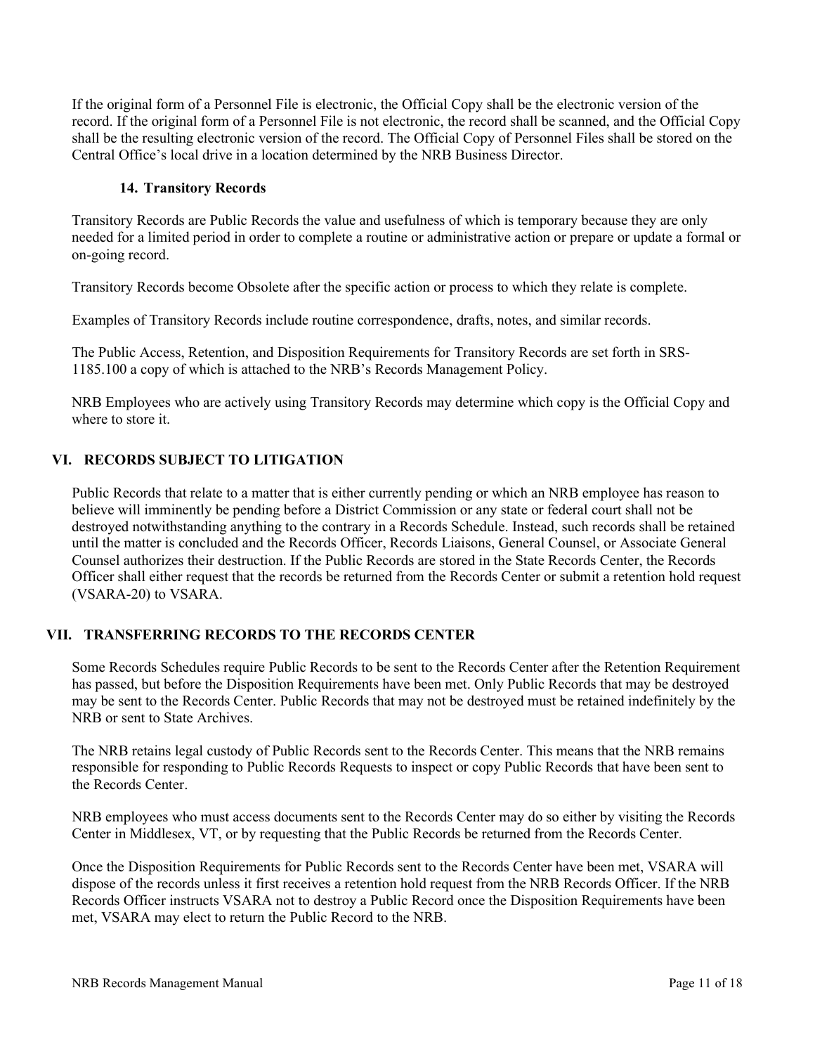If the original form of a Personnel File is electronic, the Official Copy shall be the electronic version of the record. If the original form of a Personnel File is not electronic, the record shall be scanned, and the Official Copy shall be the resulting electronic version of the record. The Official Copy of Personnel Files shall be stored on the Central Office's local drive in a location determined by the NRB Business Director.

### 14. Transitory Records

Transitory Records are Public Records the value and usefulness of which is temporary because they are only needed for a limited period in order to complete a routine or administrative action or prepare or update a formal or on-going record.

Transitory Records become Obsolete after the specific action or process to which they relate is complete.

Examples of Transitory Records include routine correspondence, drafts, notes, and similar records.

The Public Access, Retention, and Disposition Requirements for Transitory Records are set forth in SRS-1185.100 a copy of which is attached to the NRB's Records Management Policy.

NRB Employees who are actively using Transitory Records may determine which copy is the Official Copy and where to store it.

## VI. RECORDS SUBJECT TO LITIGATION

Public Records that relate to a matter that is either currently pending or which an NRB employee has reason to believe will imminently be pending before a District Commission or any state or federal court shall not be destroyed notwithstanding anything to the contrary in a Records Schedule. Instead, such records shall be retained until the matter is concluded and the Records Officer, Records Liaisons, General Counsel, or Associate General Counsel authorizes their destruction. If the Public Records are stored in the State Records Center, the Records Officer shall either request that the records be returned from the Records Center or submit a retention hold request (VSARA-20) to VSARA.

## VII. TRANSFERRING RECORDS TO THE RECORDS CENTER

Some Records Schedules require Public Records to be sent to the Records Center after the Retention Requirement has passed, but before the Disposition Requirements have been met. Only Public Records that may be destroyed may be sent to the Records Center. Public Records that may not be destroyed must be retained indefinitely by the NRB or sent to State Archives.

The NRB retains legal custody of Public Records sent to the Records Center. This means that the NRB remains responsible for responding to Public Records Requests to inspect or copy Public Records that have been sent to the Records Center.

NRB employees who must access documents sent to the Records Center may do so either by visiting the Records Center in Middlesex, VT, or by requesting that the Public Records be returned from the Records Center.

Once the Disposition Requirements for Public Records sent to the Records Center have been met, VSARA will dispose of the records unless it first receives a retention hold request from the NRB Records Officer. If the NRB Records Officer instructs VSARA not to destroy a Public Record once the Disposition Requirements have been met, VSARA may elect to return the Public Record to the NRB.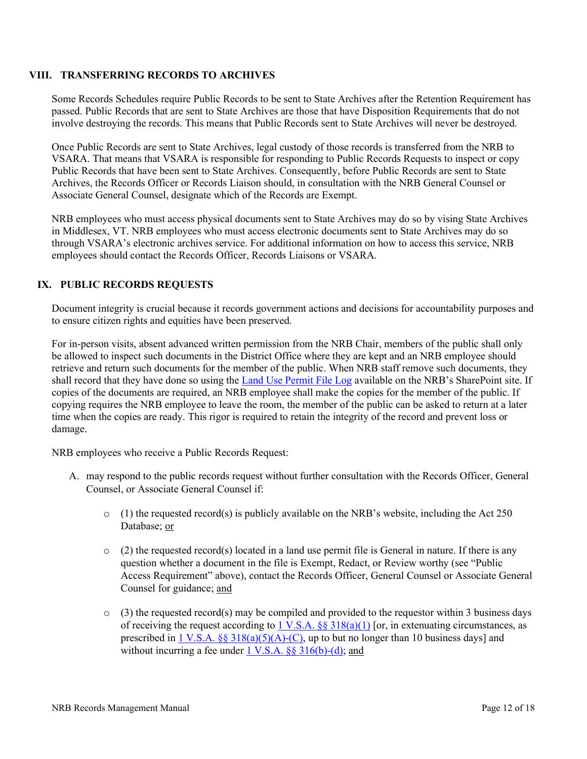## VIII. TRANSFERRING RECORDS TO ARCHIVES

Some Records Schedules require Public Records to be sent to State Archives after the Retention Requirement has passed. Public Records that are sent to State Archives are those that have Disposition Requirements that do not involve destroying the records. This means that Public Records sent to State Archives will never be destroyed.

Once Public Records are sent to State Archives, legal custody of those records is transferred from the NRB to VSARA. That means that VSARA is responsible for responding to Public Records Requests to inspect or copy Public Records that have been sent to State Archives. Consequently, before Public Records are sent to State Archives, the Records Officer or Records Liaison should, in consultation with the NRB General Counsel or Associate General Counsel, designate which of the Records are Exempt.

NRB employees who must access physical documents sent to State Archives may do so by vising State Archives in Middlesex, VT. NRB employees who must access electronic documents sent to State Archives may do so through VSARA's electronic archives service. For additional information on how to access this service, NRB employees should contact the Records Officer, Records Liaisons or VSARA.

## IX. PUBLIC RECORDS REQUESTS

Document integrity is crucial because it records government actions and decisions for accountability purposes and to ensure citizen rights and equities have been preserved.

For in-person visits, absent advanced written permission from the NRB Chair, members of the public shall only be allowed to inspect such documents in the District Office where they are kept and an NRB employee should retrieve and return such documents for the member of the public. When NRB staff remove such documents, they shall record that they have done so using the Land Use Permit File Log available on the NRB's SharePoint site. If copies of the documents are required, an NRB employee shall make the copies for the member of the public. If copying requires the NRB employee to leave the room, the member of the public can be asked to return at a later time when the copies are ready. This rigor is required to retain the integrity of the record and prevent loss or damage.

NRB employees who receive a Public Records Request:

A. may respond to the public records request without further consultation with the Records Officer, General Counsel, or Associate General Counsel if:

   - (1) the requested record(s) is publicly available on the NRB's website, including the Act 250 Database; or

   - (2) the requested record(s) located in a land use permit file is General in nature. If there is any question whether a document in the file is Exempt, Redact, or Review worthy (see "Public Access Requirement" above), contact the Records Officer, General Counsel or Associate General Counsel for guidance; and

   - (3) the requested record(s) may be compiled and provided to the requestor within 3 business days of receiving the request according to 1 V.S.A. §§ 318(a)(1) [or, in extenuating circumstances, as prescribed in 1 V.S.A. §§ 318(a)(5)(A)-(C), up to but no longer than 10 business days] and without incurring a fee under 1 V.S.A. §§ 316(b)-(d); and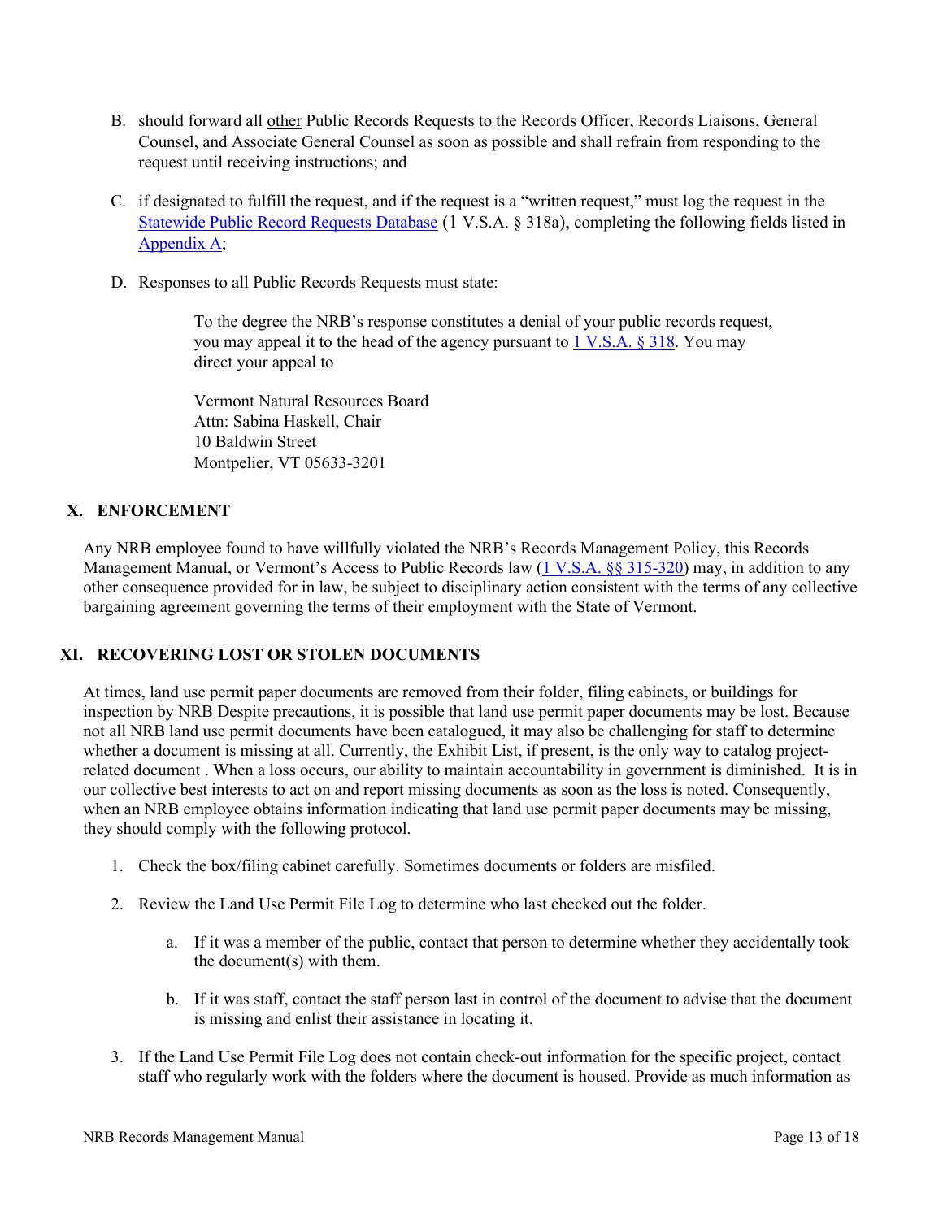B. should forward all other Public Records Requests to the Records Officer, Records Liaisons, General Counsel, and Associate General Counsel as soon as possible and shall refrain from responding to the request until receiving instructions; and

C. if designated to fulfill the request, and if the request is a "written request," must log the request in the Statewide Public Record Requests Database (1 V.S.A. § 318a), completing the following fields listed in Appendix A;

D. Responses to all Public Records Requests must state:

> To the degree the NRB's response constitutes a denial of your public records request, you may appeal it to the head of the agency pursuant to 1 V.S.A. § 318. You may direct your appeal to
>
> Vermont Natural Resources Board
> Attn: Sabina Haskell, Chair
> 10 Baldwin Street
> Montpelier, VT 05633-3201

## X. ENFORCEMENT

Any NRB employee found to have willfully violated the NRB's Records Management Policy, this Records Management Manual, or Vermont's Access to Public Records law (1 V.S.A. §§ 315-320) may, in addition to any other consequence provided for in law, be subject to disciplinary action consistent with the terms of any collective bargaining agreement governing the terms of their employment with the State of Vermont.

## XI. RECOVERING LOST OR STOLEN DOCUMENTS

At times, land use permit paper documents are removed from their folder, filing cabinets, or buildings for inspection by NRB Despite precautions, it is possible that land use permit paper documents may be lost. Because not all NRB land use permit documents have been catalogued, it may also be challenging for staff to determine whether a document is missing at all. Currently, the Exhibit List, if present, is the only way to catalog project-related document . When a loss occurs, our ability to maintain accountability in government is diminished. It is in our collective best interests to act on and report missing documents as soon as the loss is noted. Consequently, when an NRB employee obtains information indicating that land use permit paper documents may be missing, they should comply with the following protocol.

1. Check the box/filing cabinet carefully. Sometimes documents or folders are misfiled.

2. Review the Land Use Permit File Log to determine who last checked out the folder.

   a. If it was a member of the public, contact that person to determine whether they accidentally took the document(s) with them.

   b. If it was staff, contact the staff person last in control of the document to advise that the document is missing and enlist their assistance in locating it.

3. If the Land Use Permit File Log does not contain check-out information for the specific project, contact staff who regularly work with the folders where the document is housed. Provide as much information as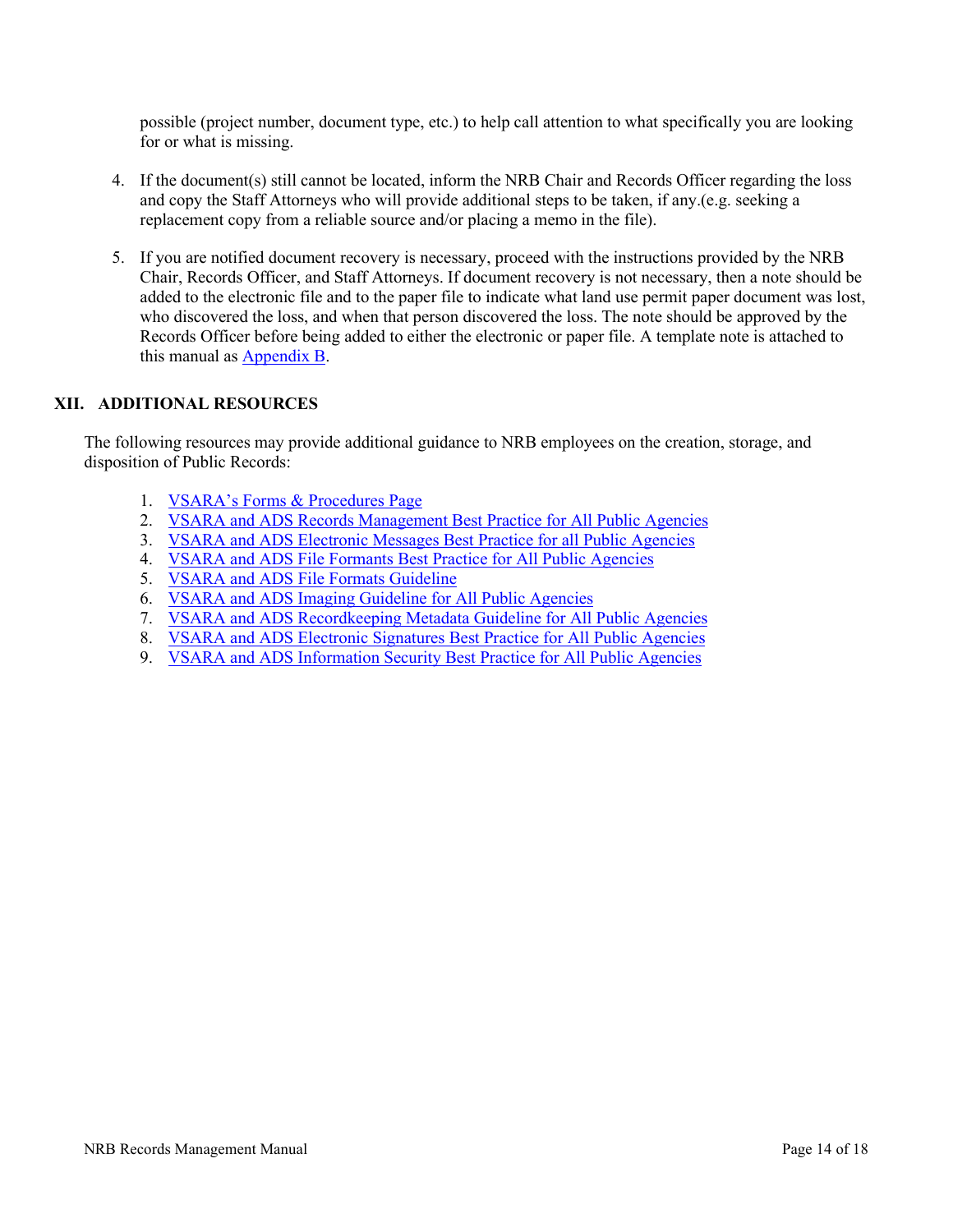possible (project number, document type, etc.) to help call attention to what specifically you are looking for or what is missing.

4. If the document(s) still cannot be located, inform the NRB Chair and Records Officer regarding the loss and copy the Staff Attorneys who will provide additional steps to be taken, if any.(e.g. seeking a replacement copy from a reliable source and/or placing a memo in the file).

5. If you are notified document recovery is necessary, proceed with the instructions provided by the NRB Chair, Records Officer, and Staff Attorneys. If document recovery is not necessary, then a note should be added to the electronic file and to the paper file to indicate what land use permit paper document was lost, who discovered the loss, and when that person discovered the loss. The note should be approved by the Records Officer before being added to either the electronic or paper file. A template note is attached to this manual as Appendix B.

## XII. ADDITIONAL RESOURCES

The following resources may provide additional guidance to NRB employees on the creation, storage, and disposition of Public Records:

1. VSARA's Forms & Procedures Page
2. VSARA and ADS Records Management Best Practice for All Public Agencies
3. VSARA and ADS Electronic Messages Best Practice for all Public Agencies
4. VSARA and ADS File Formants Best Practice for All Public Agencies
5. VSARA and ADS File Formats Guideline
6. VSARA and ADS Imaging Guideline for All Public Agencies
7. VSARA and ADS Recordkeeping Metadata Guideline for All Public Agencies
8. VSARA and ADS Electronic Signatures Best Practice for All Public Agencies
9. VSARA and ADS Information Security Best Practice for All Public Agencies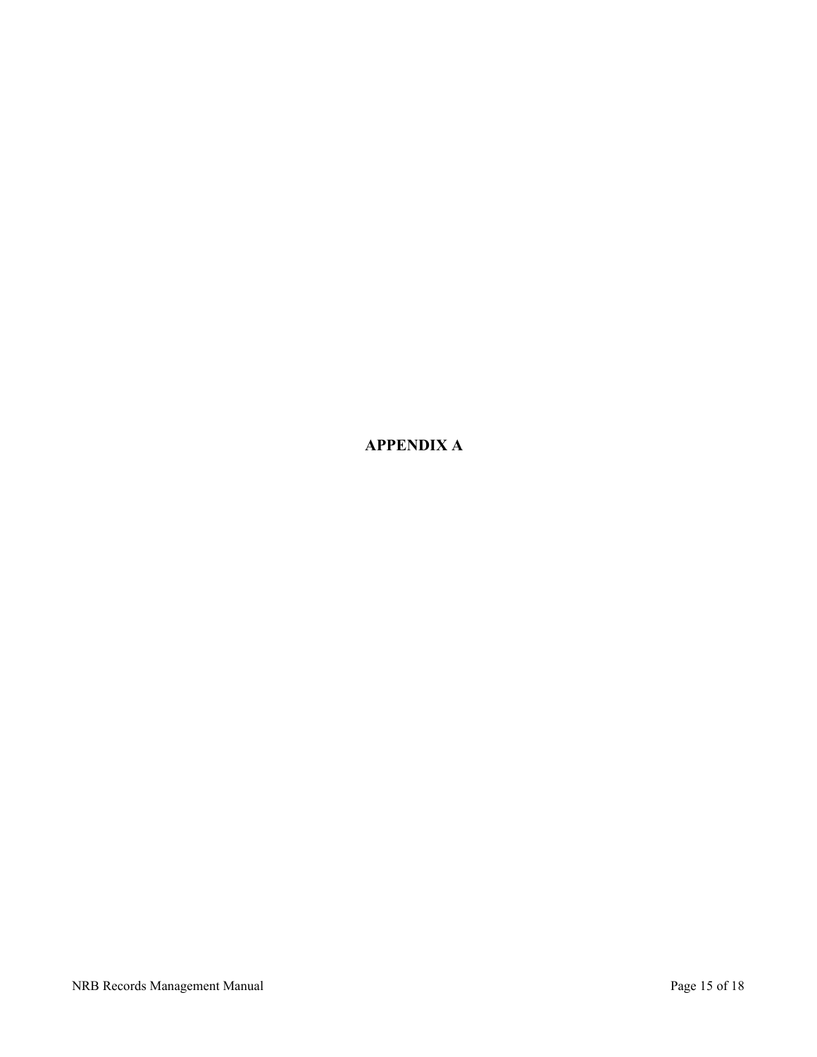# APPENDIX A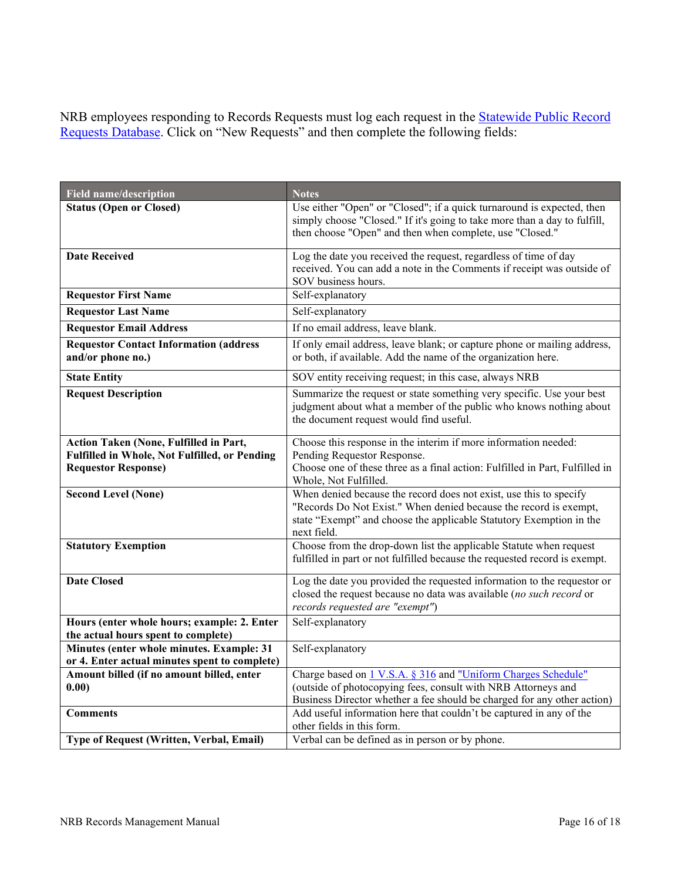NRB employees responding to Records Requests must log each request in the [Statewide Public Record Requests Database](). Click on "New Requests" and then complete the following fields:

| Field name/description | Notes |
|---|---|
| **Status (Open or Closed)** | Use either "Open" or "Closed"; if a quick turnaround is expected, then simply choose "Closed." If it's going to take more than a day to fulfill, then choose "Open" and then when complete, use "Closed." |
| **Date Received** | Log the date you received the request, regardless of time of day received. You can add a note in the Comments if receipt was outside of SOV business hours. |
| **Requestor First Name** | Self-explanatory |
| **Requestor Last Name** | Self-explanatory |
| **Requestor Email Address** | If no email address, leave blank. |
| **Requestor Contact Information (address and/or phone no.)** | If only email address, leave blank; or capture phone or mailing address, or both, if available. Add the name of the organization here. |
| **State Entity** | SOV entity receiving request; in this case, always NRB |
| **Request Description** | Summarize the request or state something very specific. Use your best judgment about what a member of the public who knows nothing about the document request would find useful. |
| **Action Taken (None, Fulfilled in Part, Fulfilled in Whole, Not Fulfilled, or Pending Requestor Response)** | Choose this response in the interim if more information needed: Pending Requestor Response.<br>Choose one of these three as a final action: Fulfilled in Part, Fulfilled in Whole, Not Fulfilled. |
| **Second Level (None)** | When denied because the record does not exist, use this to specify "Records Do Not Exist." When denied because the record is exempt, state "Exempt" and choose the applicable Statutory Exemption in the next field. |
| **Statutory Exemption** | Choose from the drop-down list the applicable Statute when request fulfilled in part or not fulfilled because the requested record is exempt. |
| **Date Closed** | Log the date you provided the requested information to the requestor or closed the request because no data was available (*no such record* or *records requested are "exempt"*) |
| **Hours (enter whole hours; example: 2. Enter the actual hours spent to complete)** | Self-explanatory |
| **Minutes (enter whole minutes. Example: 31 or 4. Enter actual minutes spent to complete)** | Self-explanatory |
| **Amount billed (if no amount billed, enter 0.00)** | Charge based on [1 V.S.A. § 316]() and ["Uniform Charges Schedule"]() (outside of photocopying fees, consult with NRB Attorneys and Business Director whether a fee should be charged for any other action) |
| **Comments** | Add useful information here that couldn't be captured in any of the other fields in this form. |
| **Type of Request (Written, Verbal, Email)** | Verbal can be defined as in person or by phone. |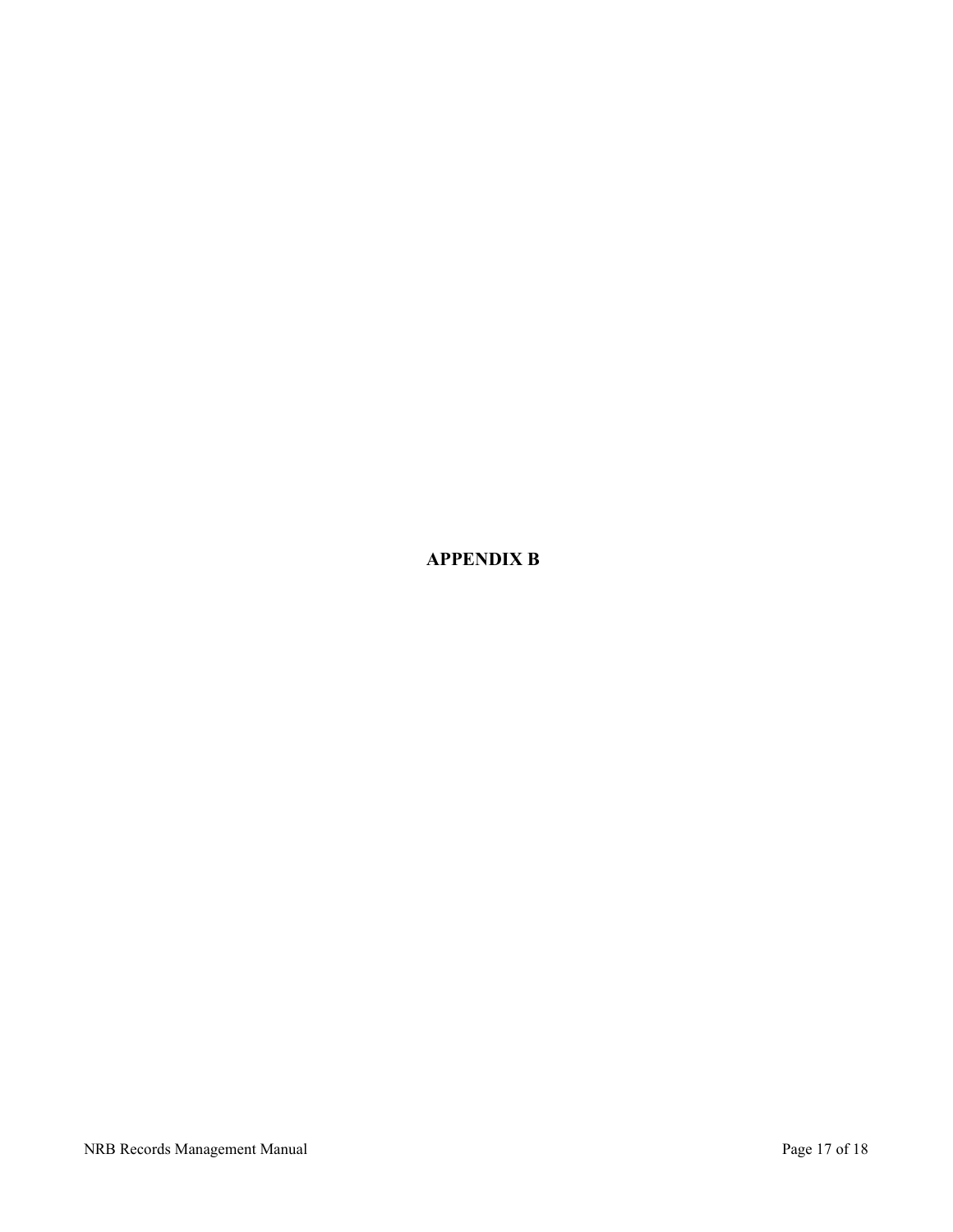# APPENDIX B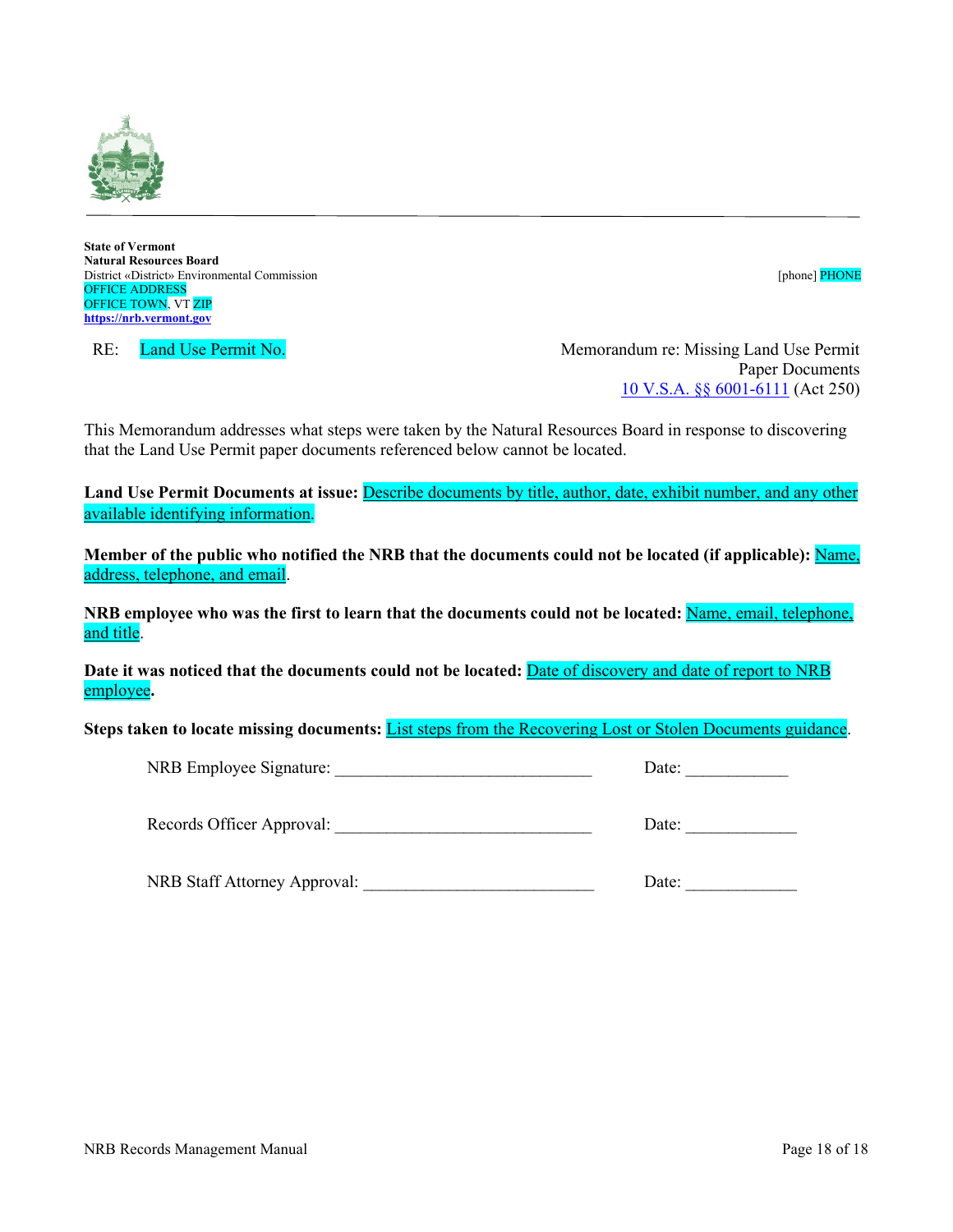**State of Vermont**
**Natural Resources Board**
District «District» Environmental Commission
OFFICE ADDRESS
OFFICE TOWN, VT ZIP
**https://nrb.vermont.gov**

[phone] PHONE

RE: Land Use Permit No.

Memorandum re: Missing Land Use Permit Paper Documents
10 V.S.A. §§ 6001-6111 (Act 250)

This Memorandum addresses what steps were taken by the Natural Resources Board in response to discovering that the Land Use Permit paper documents referenced below cannot be located.

**Land Use Permit Documents at issue:** Describe documents by title, author, date, exhibit number, and any other available identifying information.

**Member of the public who notified the NRB that the documents could not be located (if applicable):** Name, address, telephone, and email.

**NRB employee who was the first to learn that the documents could not be located:** Name, email, telephone, and title.

**Date it was noticed that the documents could not be located:** Date of discovery and date of report to NRB employee**.**

**Steps taken to locate missing documents:** List steps from the Recovering Lost or Stolen Documents guidance.

NRB Employee Signature: ______________________________ Date: ____________

Records Officer Approval: ______________________________ Date: _____________

NRB Staff Attorney Approval: ___________________________ Date: _____________